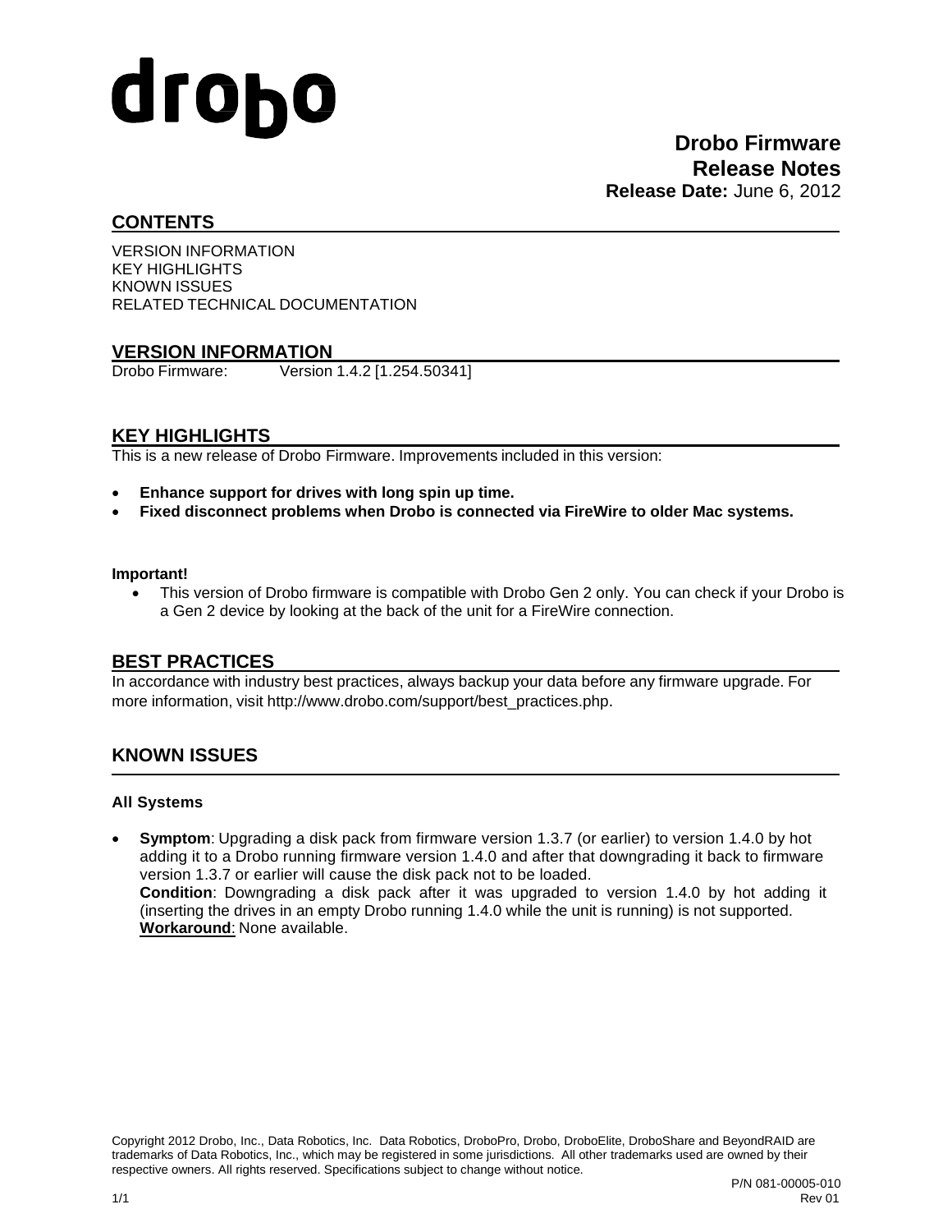drobo

# Drobo Firmware Release Notes

**Release Date:** June 6, 2012

## CONTENTS

VERSION INFORMATION
KEY HIGHLIGHTS
KNOWN ISSUES
RELATED TECHNICAL DOCUMENTATION

## VERSION INFORMATION

Drobo Firmware: Version 1.4.2 [1.254.50341]

## KEY HIGHLIGHTS

This is a new release of Drobo Firmware. Improvements included in this version:

- **Enhance support for drives with long spin up time.**
- **Fixed disconnect problems when Drobo is connected via FireWire to older Mac systems.**

**Important!**

- This version of Drobo firmware is compatible with Drobo Gen 2 only. You can check if your Drobo is a Gen 2 device by looking at the back of the unit for a FireWire connection.

## BEST PRACTICES

In accordance with industry best practices, always backup your data before any firmware upgrade. For more information, visit http://www.drobo.com/support/best_practices.php.

## KNOWN ISSUES

### All Systems

- **Symptom**: Upgrading a disk pack from firmware version 1.3.7 (or earlier) to version 1.4.0 by hot adding it to a Drobo running firmware version 1.4.0 and after that downgrading it back to firmware version 1.3.7 or earlier will cause the disk pack not to be loaded.
  **Condition**: Downgrading a disk pack after it was upgraded to version 1.4.0 by hot adding it (inserting the drives in an empty Drobo running 1.4.0 while the unit is running) is not supported.
  **Workaround**: None available.

Copyright 2012 Drobo, Inc., Data Robotics, Inc. Data Robotics, DroboPro, Drobo, DroboElite, DroboShare and BeyondRAID are trademarks of Data Robotics, Inc., which may be registered in some jurisdictions. All other trademarks used are owned by their respective owners. All rights reserved. Specifications subject to change without notice.

P/N 081-00005-010
Rev 01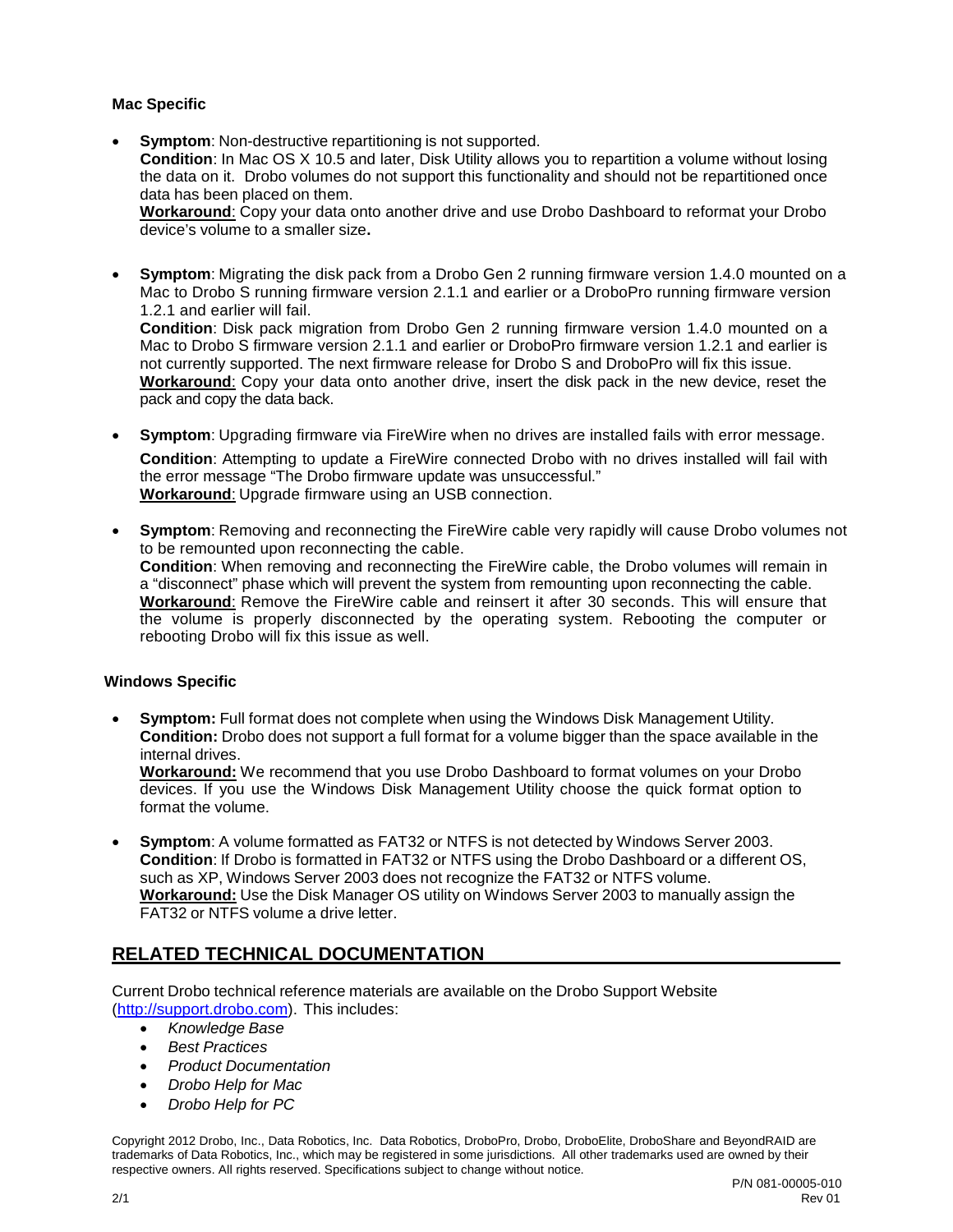### Mac Specific

- **Symptom**: Non-destructive repartitioning is not supported.
  **Condition**: In Mac OS X 10.5 and later, Disk Utility allows you to repartition a volume without losing the data on it. Drobo volumes do not support this functionality and should not be repartitioned once data has been placed on them.
  **Workaround**: Copy your data onto another drive and use Drobo Dashboard to reformat your Drobo device's volume to a smaller size**.**

- **Symptom**: Migrating the disk pack from a Drobo Gen 2 running firmware version 1.4.0 mounted on a Mac to Drobo S running firmware version 2.1.1 and earlier or a DroboPro running firmware version 1.2.1 and earlier will fail.
  **Condition**: Disk pack migration from Drobo Gen 2 running firmware version 1.4.0 mounted on a Mac to Drobo S firmware version 2.1.1 and earlier or DroboPro firmware version 1.2.1 and earlier is not currently supported. The next firmware release for Drobo S and DroboPro will fix this issue.
  **Workaround**: Copy your data onto another drive, insert the disk pack in the new device, reset the pack and copy the data back.

- **Symptom**: Upgrading firmware via FireWire when no drives are installed fails with error message.
  **Condition**: Attempting to update a FireWire connected Drobo with no drives installed will fail with the error message "The Drobo firmware update was unsuccessful."
  **Workaround**: Upgrade firmware using an USB connection.

- **Symptom**: Removing and reconnecting the FireWire cable very rapidly will cause Drobo volumes not to be remounted upon reconnecting the cable.
  **Condition**: When removing and reconnecting the FireWire cable, the Drobo volumes will remain in a "disconnect" phase which will prevent the system from remounting upon reconnecting the cable.
  **Workaround**: Remove the FireWire cable and reinsert it after 30 seconds. This will ensure that the volume is properly disconnected by the operating system. Rebooting the computer or rebooting Drobo will fix this issue as well.

### Windows Specific

- **Symptom:** Full format does not complete when using the Windows Disk Management Utility.
  **Condition:** Drobo does not support a full format for a volume bigger than the space available in the internal drives.
  **Workaround:** We recommend that you use Drobo Dashboard to format volumes on your Drobo devices. If you use the Windows Disk Management Utility choose the quick format option to format the volume.

- **Symptom**: A volume formatted as FAT32 or NTFS is not detected by Windows Server 2003.
  **Condition**: If Drobo is formatted in FAT32 or NTFS using the Drobo Dashboard or a different OS, such as XP, Windows Server 2003 does not recognize the FAT32 or NTFS volume.
  **Workaround:** Use the Disk Manager OS utility on Windows Server 2003 to manually assign the FAT32 or NTFS volume a drive letter.

## RELATED TECHNICAL DOCUMENTATION

Current Drobo technical reference materials are available on the Drobo Support Website (http://support.drobo.com). This includes:

- *Knowledge Base*
- *Best Practices*
- *Product Documentation*
- *Drobo Help for Mac*
- *Drobo Help for PC*

Copyright 2012 Drobo, Inc., Data Robotics, Inc. Data Robotics, DroboPro, Drobo, DroboElite, DroboShare and BeyondRAID are trademarks of Data Robotics, Inc., which may be registered in some jurisdictions. All other trademarks used are owned by their respective owners. All rights reserved. Specifications subject to change without notice.

P/N 081-00005-010
Rev 01